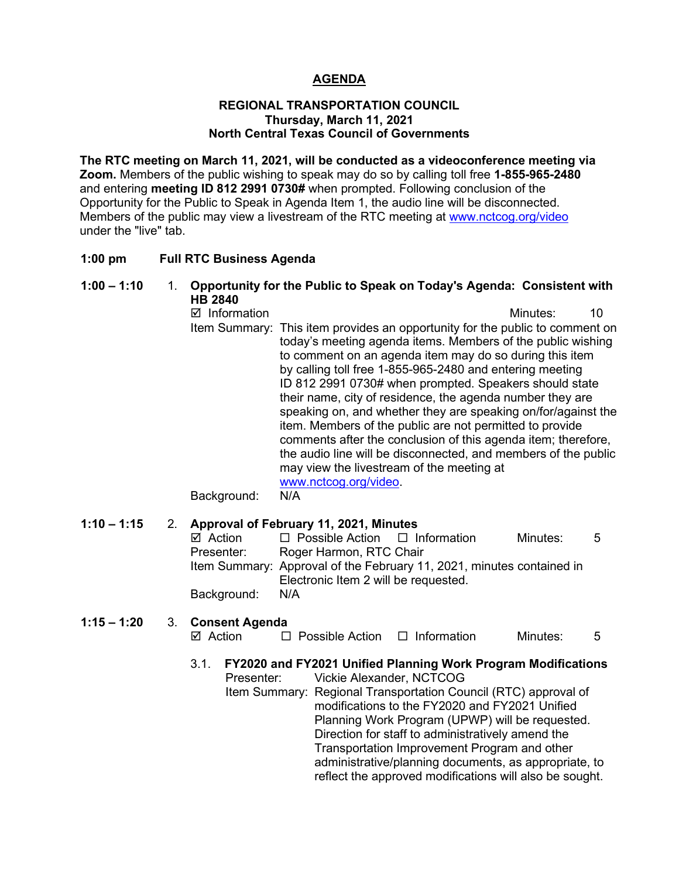# AGENDA

**REGIONAL TRANSPORTATION COUNCIL**
**Thursday, March 11, 2021**
**North Central Texas Council of Governments**

**The RTC meeting on March 11, 2021, will be conducted as a videoconference meeting via Zoom.** Members of the public wishing to speak may do so by calling toll free **1-855-965-2480** and entering **meeting ID 812 2991 0730#** when prompted. Following conclusion of the Opportunity for the Public to Speak in Agenda Item 1, the audio line will be disconnected. Members of the public may view a livestream of the RTC meeting at www.nctcog.org/video under the "live" tab.

**1:00 pm Full RTC Business Agenda**

**1:00 – 1:10** 1. **Opportunity for the Public to Speak on Today's Agenda: Consistent with HB 2840**

☑ Information Minutes: 10

Item Summary: This item provides an opportunity for the public to comment on today's meeting agenda items. Members of the public wishing to comment on an agenda item may do so during this item by calling toll free 1-855-965-2480 and entering meeting ID 812 2991 0730# when prompted. Speakers should state their name, city of residence, the agenda number they are speaking on, and whether they are speaking on/for/against the item. Members of the public are not permitted to provide comments after the conclusion of this agenda item; therefore, the audio line will be disconnected, and members of the public may view the livestream of the meeting at www.nctcog.org/video.

Background: N/A

**1:10 – 1:15** 2. **Approval of February 11, 2021, Minutes**

☑ Action ☐ Possible Action ☐ Information Minutes: 5

Presenter: Roger Harmon, RTC Chair

Item Summary: Approval of the February 11, 2021, minutes contained in Electronic Item 2 will be requested.

Background: N/A

**1:15 – 1:20** 3. **Consent Agenda**

☑ Action ☐ Possible Action ☐ Information Minutes: 5

3.1. **FY2020 and FY2021 Unified Planning Work Program Modifications**

Presenter: Vickie Alexander, NCTCOG

Item Summary: Regional Transportation Council (RTC) approval of modifications to the FY2020 and FY2021 Unified Planning Work Program (UPWP) will be requested. Direction for staff to administratively amend the Transportation Improvement Program and other administrative/planning documents, as appropriate, to reflect the approved modifications will also be sought.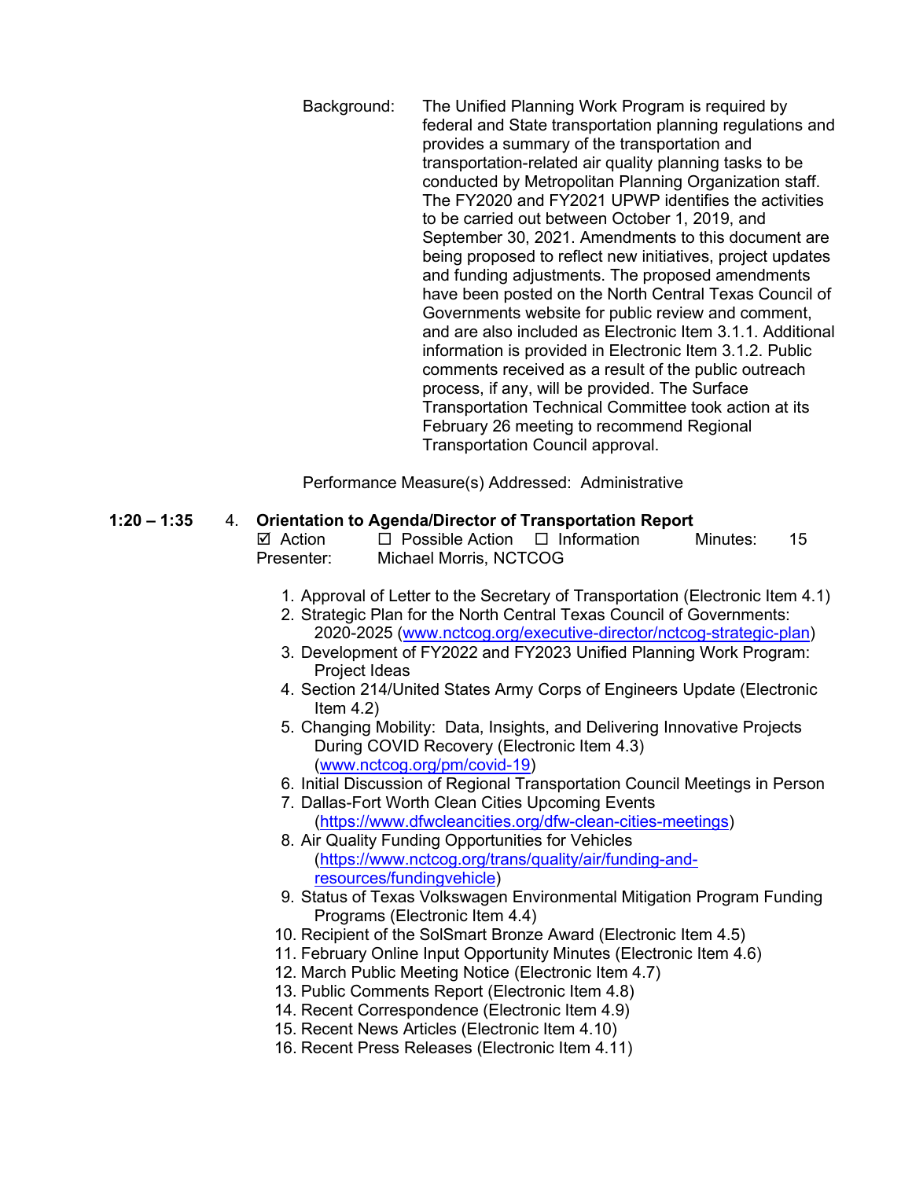Background: The Unified Planning Work Program is required by federal and State transportation planning regulations and provides a summary of the transportation and transportation-related air quality planning tasks to be conducted by Metropolitan Planning Organization staff. The FY2020 and FY2021 UPWP identifies the activities to be carried out between October 1, 2019, and September 30, 2021. Amendments to this document are being proposed to reflect new initiatives, project updates and funding adjustments. The proposed amendments have been posted on the North Central Texas Council of Governments website for public review and comment, and are also included as Electronic Item 3.1.1. Additional information is provided in Electronic Item 3.1.2. Public comments received as a result of the public outreach process, if any, will be provided. The Surface Transportation Technical Committee took action at its February 26 meeting to recommend Regional Transportation Council approval.

Performance Measure(s) Addressed: Administrative

**1:20 – 1:35 4. Orientation to Agenda/Director of Transportation Report**

☑ Action ☐ Possible Action ☐ Information Minutes: 15

Presenter: Michael Morris, NCTCOG

1. Approval of Letter to the Secretary of Transportation (Electronic Item 4.1)
2. Strategic Plan for the North Central Texas Council of Governments: 2020-2025 (www.nctcog.org/executive-director/nctcog-strategic-plan)
3. Development of FY2022 and FY2023 Unified Planning Work Program: Project Ideas
4. Section 214/United States Army Corps of Engineers Update (Electronic Item 4.2)
5. Changing Mobility: Data, Insights, and Delivering Innovative Projects During COVID Recovery (Electronic Item 4.3) (www.nctcog.org/pm/covid-19)
6. Initial Discussion of Regional Transportation Council Meetings in Person
7. Dallas-Fort Worth Clean Cities Upcoming Events (https://www.dfwcleancities.org/dfw-clean-cities-meetings)
8. Air Quality Funding Opportunities for Vehicles (https://www.nctcog.org/trans/quality/air/funding-and-resources/fundingvehicle)
9. Status of Texas Volkswagen Environmental Mitigation Program Funding Programs (Electronic Item 4.4)
10. Recipient of the SolSmart Bronze Award (Electronic Item 4.5)
11. February Online Input Opportunity Minutes (Electronic Item 4.6)
12. March Public Meeting Notice (Electronic Item 4.7)
13. Public Comments Report (Electronic Item 4.8)
14. Recent Correspondence (Electronic Item 4.9)
15. Recent News Articles (Electronic Item 4.10)
16. Recent Press Releases (Electronic Item 4.11)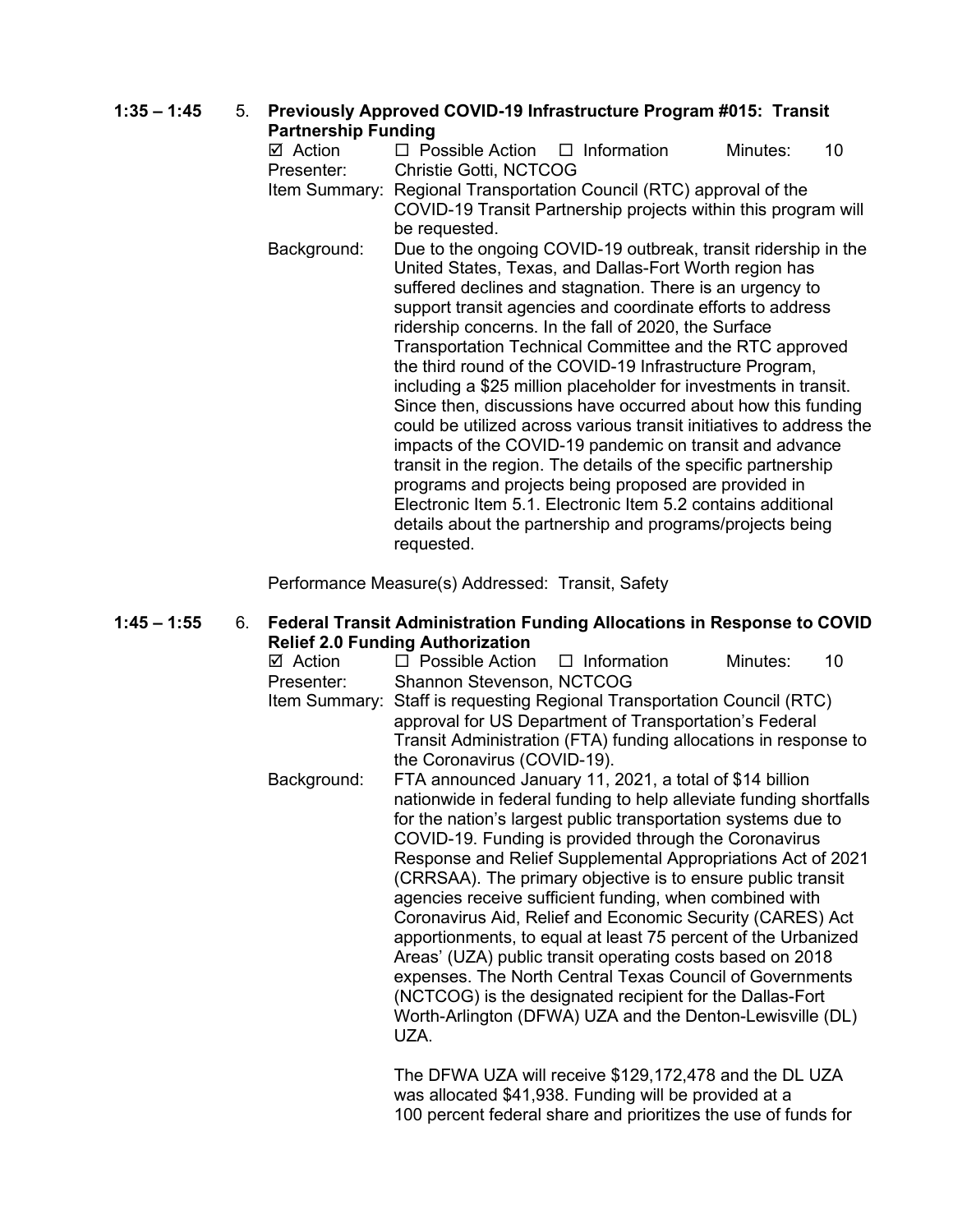**1:35 – 1:45** 5. **Previously Approved COVID-19 Infrastructure Program #015: Transit Partnership Funding**

☑ Action ☐ Possible Action ☐ Information Minutes: 10

Presenter: Christie Gotti, NCTCOG

Item Summary: Regional Transportation Council (RTC) approval of the COVID-19 Transit Partnership projects within this program will be requested.

Background: Due to the ongoing COVID-19 outbreak, transit ridership in the United States, Texas, and Dallas-Fort Worth region has suffered declines and stagnation. There is an urgency to support transit agencies and coordinate efforts to address ridership concerns. In the fall of 2020, the Surface Transportation Technical Committee and the RTC approved the third round of the COVID-19 Infrastructure Program, including a $25 million placeholder for investments in transit. Since then, discussions have occurred about how this funding could be utilized across various transit initiatives to address the impacts of the COVID-19 pandemic on transit and advance transit in the region. The details of the specific partnership programs and projects being proposed are provided in Electronic Item 5.1. Electronic Item 5.2 contains additional details about the partnership and programs/projects being requested.

Performance Measure(s) Addressed: Transit, Safety

**1:45 – 1:55** 6. **Federal Transit Administration Funding Allocations in Response to COVID Relief 2.0 Funding Authorization**

☑ Action ☐ Possible Action ☐ Information Minutes: 10

Presenter: Shannon Stevenson, NCTCOG

Item Summary: Staff is requesting Regional Transportation Council (RTC) approval for US Department of Transportation's Federal Transit Administration (FTA) funding allocations in response to the Coronavirus (COVID-19).

Background: FTA announced January 11, 2021, a total of $14 billion nationwide in federal funding to help alleviate funding shortfalls for the nation's largest public transportation systems due to COVID-19. Funding is provided through the Coronavirus Response and Relief Supplemental Appropriations Act of 2021 (CRRSAA). The primary objective is to ensure public transit agencies receive sufficient funding, when combined with Coronavirus Aid, Relief and Economic Security (CARES) Act apportionments, to equal at least 75 percent of the Urbanized Areas' (UZA) public transit operating costs based on 2018 expenses. The North Central Texas Council of Governments (NCTCOG) is the designated recipient for the Dallas-Fort Worth-Arlington (DFWA) UZA and the Denton-Lewisville (DL) UZA.

The DFWA UZA will receive $129,172,478 and the DL UZA was allocated $41,938. Funding will be provided at a 100 percent federal share and prioritizes the use of funds for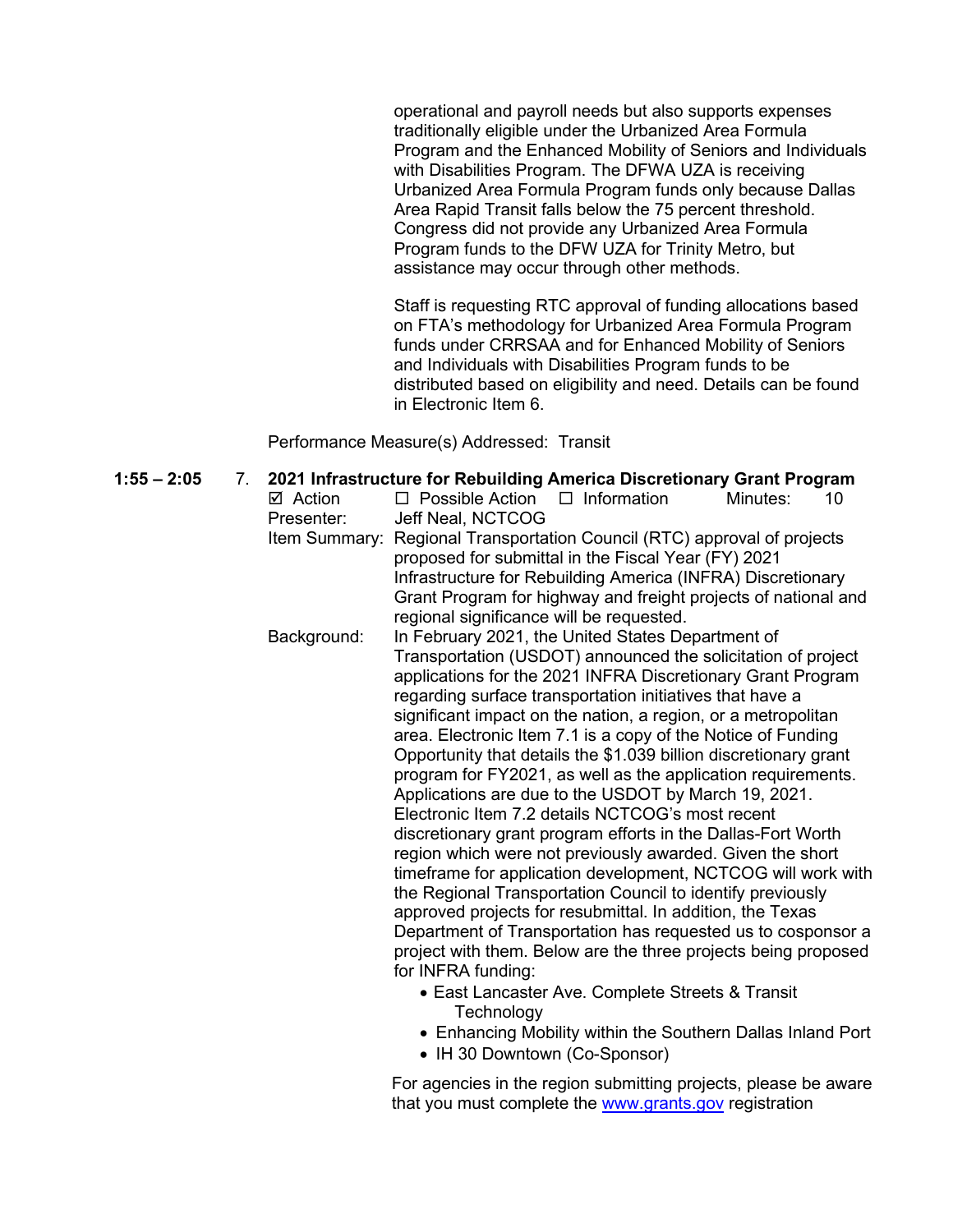operational and payroll needs but also supports expenses traditionally eligible under the Urbanized Area Formula Program and the Enhanced Mobility of Seniors and Individuals with Disabilities Program. The DFWA UZA is receiving Urbanized Area Formula Program funds only because Dallas Area Rapid Transit falls below the 75 percent threshold. Congress did not provide any Urbanized Area Formula Program funds to the DFW UZA for Trinity Metro, but assistance may occur through other methods.

Staff is requesting RTC approval of funding allocations based on FTA's methodology for Urbanized Area Formula Program funds under CRRSAA and for Enhanced Mobility of Seniors and Individuals with Disabilities Program funds to be distributed based on eligibility and need. Details can be found in Electronic Item 6.

Performance Measure(s) Addressed: Transit

**1:55 – 2:05 7. 2021 Infrastructure for Rebuilding America Discretionary Grant Program**

☑ Action ☐ Possible Action ☐ Information Minutes: 10

Presenter: Jeff Neal, NCTCOG

Item Summary: Regional Transportation Council (RTC) approval of projects proposed for submittal in the Fiscal Year (FY) 2021 Infrastructure for Rebuilding America (INFRA) Discretionary Grant Program for highway and freight projects of national and regional significance will be requested.

Background: In February 2021, the United States Department of Transportation (USDOT) announced the solicitation of project applications for the 2021 INFRA Discretionary Grant Program regarding surface transportation initiatives that have a significant impact on the nation, a region, or a metropolitan area. Electronic Item 7.1 is a copy of the Notice of Funding Opportunity that details the $1.039 billion discretionary grant program for FY2021, as well as the application requirements. Applications are due to the USDOT by March 19, 2021. Electronic Item 7.2 details NCTCOG's most recent discretionary grant program efforts in the Dallas-Fort Worth region which were not previously awarded. Given the short timeframe for application development, NCTCOG will work with the Regional Transportation Council to identify previously approved projects for resubmittal. In addition, the Texas Department of Transportation has requested us to cosponsor a project with them. Below are the three projects being proposed for INFRA funding:

- East Lancaster Ave. Complete Streets & Transit Technology
- Enhancing Mobility within the Southern Dallas Inland Port
- IH 30 Downtown (Co-Sponsor)

For agencies in the region submitting projects, please be aware that you must complete the [www.grants.gov](www.grants.gov) registration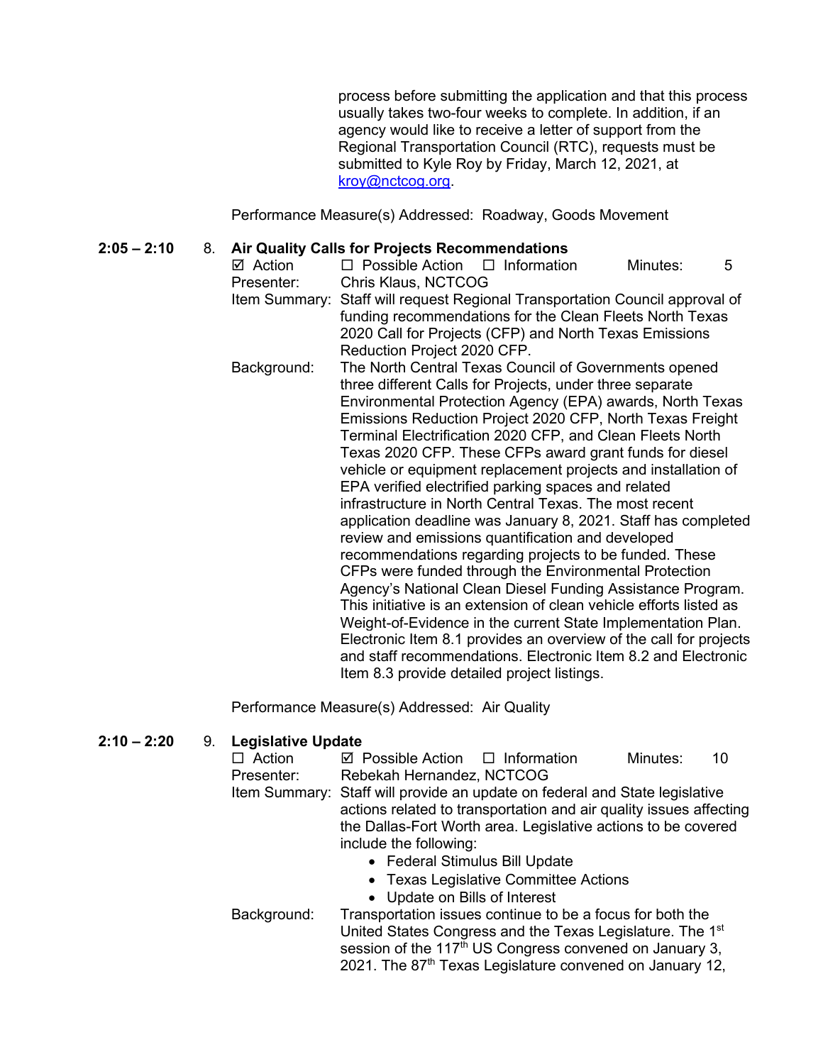process before submitting the application and that this process usually takes two-four weeks to complete. In addition, if an agency would like to receive a letter of support from the Regional Transportation Council (RTC), requests must be submitted to Kyle Roy by Friday, March 12, 2021, at kroy@nctcog.org.

Performance Measure(s) Addressed: Roadway, Goods Movement

**2:05 – 2:10** 8. **Air Quality Calls for Projects Recommendations**

☑ Action ☐ Possible Action ☐ Information Minutes: 5

Presenter: Chris Klaus, NCTCOG

Item Summary: Staff will request Regional Transportation Council approval of funding recommendations for the Clean Fleets North Texas 2020 Call for Projects (CFP) and North Texas Emissions Reduction Project 2020 CFP.

Background: The North Central Texas Council of Governments opened three different Calls for Projects, under three separate Environmental Protection Agency (EPA) awards, North Texas Emissions Reduction Project 2020 CFP, North Texas Freight Terminal Electrification 2020 CFP, and Clean Fleets North Texas 2020 CFP. These CFPs award grant funds for diesel vehicle or equipment replacement projects and installation of EPA verified electrified parking spaces and related infrastructure in North Central Texas. The most recent application deadline was January 8, 2021. Staff has completed review and emissions quantification and developed recommendations regarding projects to be funded. These CFPs were funded through the Environmental Protection Agency's National Clean Diesel Funding Assistance Program. This initiative is an extension of clean vehicle efforts listed as Weight-of-Evidence in the current State Implementation Plan. Electronic Item 8.1 provides an overview of the call for projects and staff recommendations. Electronic Item 8.2 and Electronic Item 8.3 provide detailed project listings.

Performance Measure(s) Addressed: Air Quality

**2:10 – 2:20** 9. **Legislative Update**

☐ Action ☑ Possible Action ☐ Information Minutes: 10

Presenter: Rebekah Hernandez, NCTCOG

Item Summary: Staff will provide an update on federal and State legislative actions related to transportation and air quality issues affecting the Dallas-Fort Worth area. Legislative actions to be covered include the following:

- Federal Stimulus Bill Update
- Texas Legislative Committee Actions
- Update on Bills of Interest

Background: Transportation issues continue to be a focus for both the United States Congress and the Texas Legislature. The 1st session of the 117th US Congress convened on January 3, 2021. The 87th Texas Legislature convened on January 12,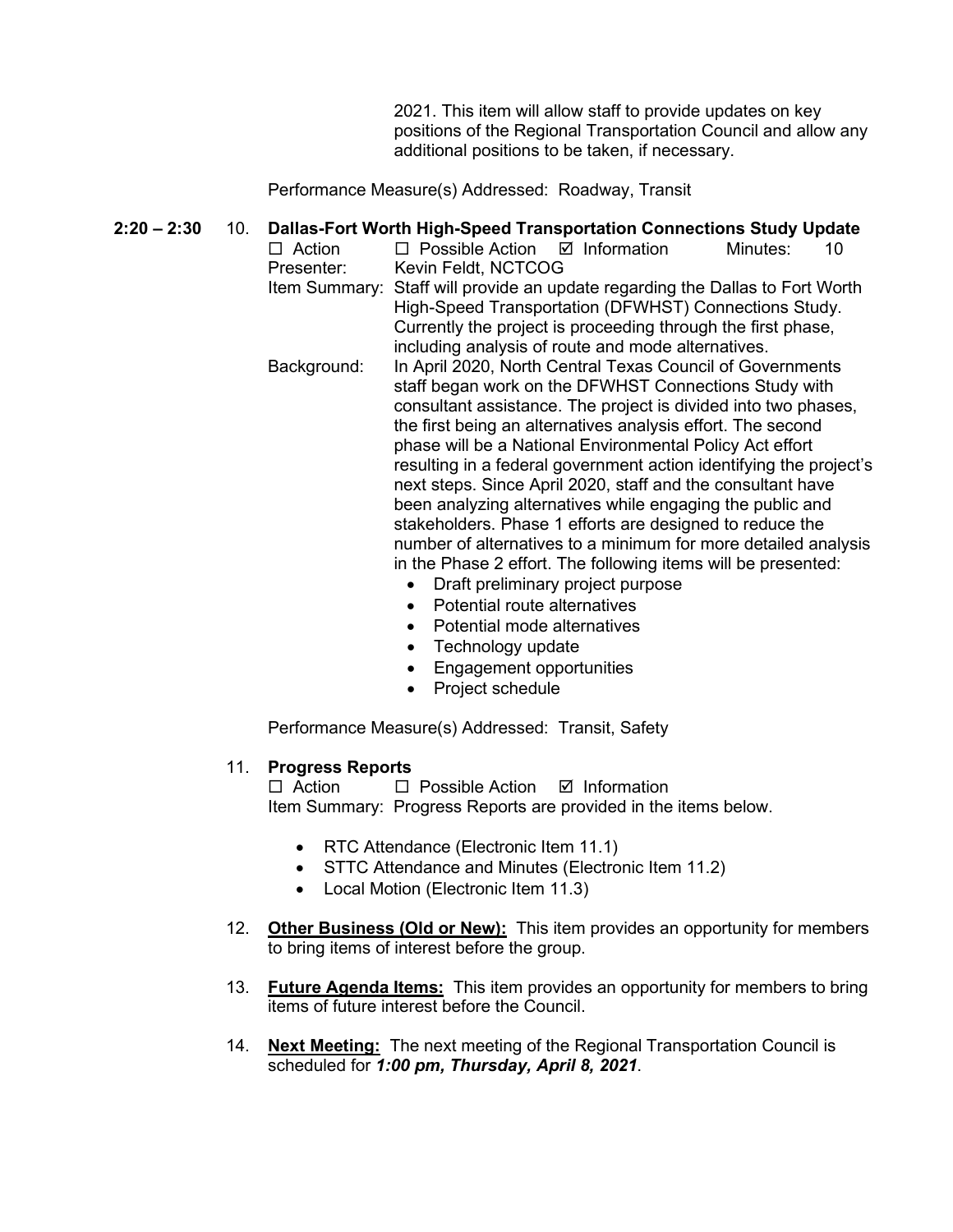2021. This item will allow staff to provide updates on key positions of the Regional Transportation Council and allow any additional positions to be taken, if necessary.

Performance Measure(s) Addressed: Roadway, Transit

**2:20 – 2:30** 10. **Dallas-Fort Worth High-Speed Transportation Connections Study Update**

☐ Action ☐ Possible Action ☑ Information Minutes: 10

Presenter: Kevin Feldt, NCTCOG

Item Summary: Staff will provide an update regarding the Dallas to Fort Worth High-Speed Transportation (DFWHST) Connections Study. Currently the project is proceeding through the first phase, including analysis of route and mode alternatives.

Background: In April 2020, North Central Texas Council of Governments staff began work on the DFWHST Connections Study with consultant assistance. The project is divided into two phases, the first being an alternatives analysis effort. The second phase will be a National Environmental Policy Act effort resulting in a federal government action identifying the project's next steps. Since April 2020, staff and the consultant have been analyzing alternatives while engaging the public and stakeholders. Phase 1 efforts are designed to reduce the number of alternatives to a minimum for more detailed analysis in the Phase 2 effort. The following items will be presented:

- Draft preliminary project purpose
- Potential route alternatives
- Potential mode alternatives
- Technology update
- Engagement opportunities
- Project schedule

Performance Measure(s) Addressed: Transit, Safety

11. **Progress Reports**

☐ Action ☐ Possible Action ☑ Information

Item Summary: Progress Reports are provided in the items below.

- RTC Attendance (Electronic Item 11.1)
- STTC Attendance and Minutes (Electronic Item 11.2)
- Local Motion (Electronic Item 11.3)

12. **Other Business (Old or New):** This item provides an opportunity for members to bring items of interest before the group.

13. **Future Agenda Items:** This item provides an opportunity for members to bring items of future interest before the Council.

14. **Next Meeting:** The next meeting of the Regional Transportation Council is scheduled for ***1:00 pm, Thursday, April 8, 2021***.